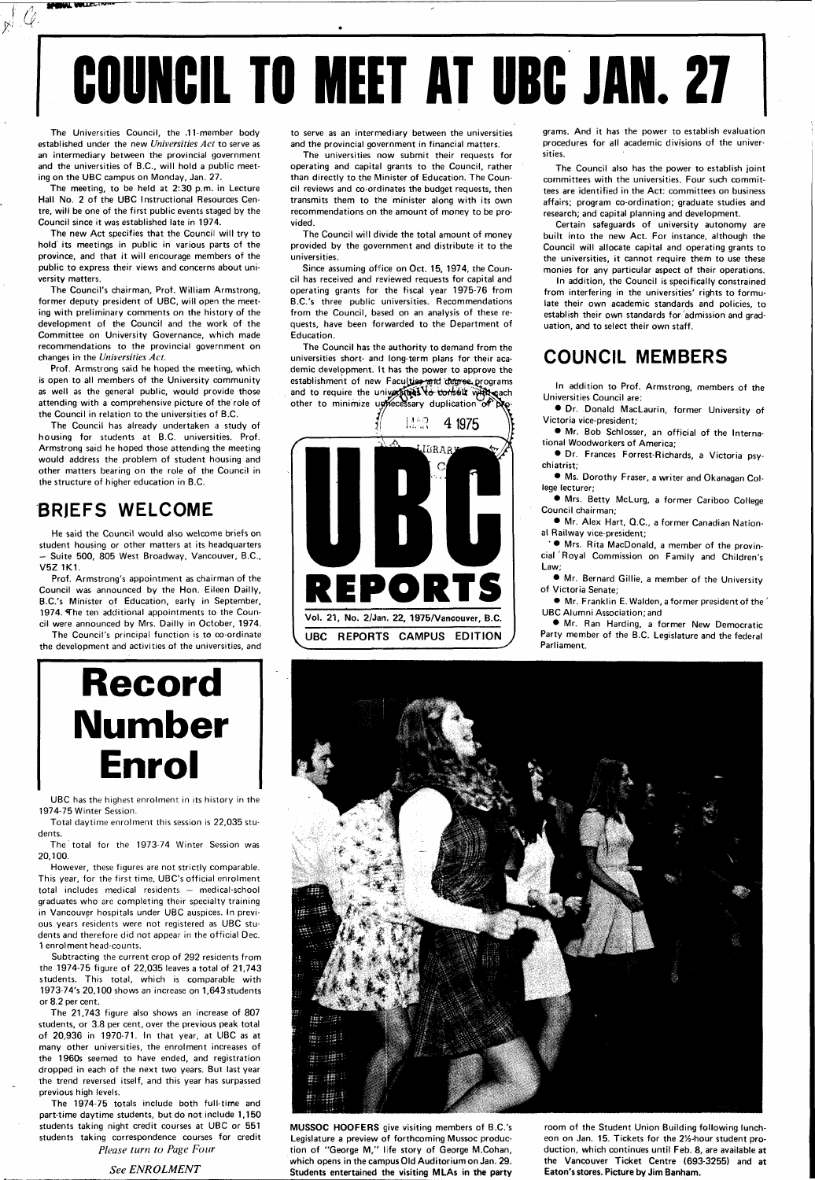# COUNCIL TO MEET AT UBC JAN. 27

The Universities Council, the 11-member body established under the new *Universities Act* to serve as an intermediary between the provincial government and the universities of B.C., will hold a public meeting on the UBC campus on Monday, Jan. 27.

The meeting, to be held at 2:30 p.m. in Lecture Hall No. 2 of the UBC Instructional Resources Centre, will be one of the first public events staged by the Council since it was established late in 1974.

The new Act specifies that the Council will try to hold its meetings in public in various parts of the province, and that it will encourage members of the public to express their views and concerns about university matters.

The Council's chairman, Prof. William Armstrong, former deputy president of UBC, will open the meeting with preliminary comments on the history of the development of the Council and the work of the Committee on University Governance, which made recommendations to the provincial government on changes in the *Universities Act*.

Prof. Armstrong said he hoped the meeting, which is open to all members of the University community as well as the general public, would provide those attending with a comprehensive picture of the role of the Council in relation to the universities of B.C.

The Council has already undertaken a study of housing for students at B.C. universities. Prof. Armstrong said he hoped those attending the meeting would address the problem of student housing and other matters bearing on the role of the Council in the structure of higher education in B.C.

## BRIEFS WELCOME

He said the Council would also welcome briefs on student housing or other matters at its headquarters – Suite 500, 805 West Broadway, Vancouver, B.C., V5Z 1K1.

Prof. Armstrong's appointment as chairman of the Council was announced by the Hon. Eileen Dailly, B.C.'s Minister of Education, early in September, 1974. The ten additional appointments to the Council were announced by Mrs. Dailly in October, 1974.

The Council's principal function is to co-ordinate the development and activities of the universities, and to serve as an intermediary between the universities and the provincial government in financial matters.

The universities now submit their requests for operating and capital grants to the Council, rather than directly to the Minister of Education. The Council reviews and co-ordinates the budget requests, then transmits them to the minister along with its own recommendations on the amount of money to be provided.

The Council will divide the total amount of money provided by the government and distribute it to the universities.

Since assuming office on Oct. 15, 1974, the Council has received and reviewed requests for capital and operating grants for the fiscal year 1975-76 from B.C.'s three public universities. Recommendations from the Council, based on an analysis of these requests, have been forwarded to the Department of Education.

The Council has the authority to demand from the universities short- and long-term plans for their academic development. It has the power to approve the establishment of new Faculties and degree programs and to require the universities to consult with each other to minimize unnecessary duplication of programs. And it has the power to establish evaluation procedures for all academic divisions of the universities.

The Council also has the power to establish joint committees with the universities. Four such committees are identified in the Act: committees on business affairs; program co-ordination; graduate studies and research; and capital planning and development.

Certain safeguards of university autonomy are built into the new Act. For instance, although the Council will allocate capital and operating grants to the universities, it cannot require them to use these monies for any particular aspect of their operations.

In addition, the Council is specifically constrained from interfering in the universities' rights to formulate their own academic standards and policies, to establish their own standards for admission and graduation, and to select their own staff.

## COUNCIL MEMBERS

In addition to Prof. Armstrong, members of the Universities Council are:

- Dr. Donald MacLaurin, former University of Victoria vice-president;
- Mr. Bob Schlosser, an official of the International Woodworkers of America;
- Dr. Frances Forrest-Richards, a Victoria psychiatrist;
- Ms. Dorothy Fraser, a writer and Okanagan College lecturer;
- Mrs. Betty McLurg, a former Cariboo College Council chairman;
- Mr. Alex Hart, Q.C., a former Canadian National Railway vice-president;
- Mrs. Rita MacDonald, a member of the provincial Royal Commission on Family and Children's Law;
- Mr. Bernard Gillie, a member of the University of Victoria Senate;
- Mr. Franklin E. Walden, a former president of the UBC Alumni Association; and
- Mr. Ran Harding, a former New Democratic Party member of the B.C. Legislature and the federal Parliament.

# UBC REPORTS

Vol. 21, No. 2/Jan. 22, 1975/Vancouver, B.C.

UBC REPORTS CAMPUS EDITION

# Record Number Enrol

UBC has the highest enrolment in its history in the 1974-75 Winter Session.

Total daytime enrolment this session is 22,035 students.

The total for the 1973-74 Winter Session was 20,100.

However, these figures are not strictly comparable. This year, for the first time, UBC's official enrolment total includes medical residents – medical-school graduates who are completing their specialty training in Vancouver hospitals under UBC auspices. In previous years residents were not registered as UBC students and therefore did not appear in the official Dec. 1 enrolment head-counts.

Subtracting the current crop of 292 residents from the 1974-75 figure of 22,035 leaves a total of 21,743 students. This total, which is comparable with 1973-74's 20,100 shows an increase on 1,643 students or 8.2 per cent.

The 21,743 figure also shows an increase of 807 students, or 3.8 per cent, over the previous peak total of 20,936 in 1970-71. In that year, at UBC as at many other universities, the enrolment increases of the 1960s seemed to have ended, and registration dropped in each of the next two years. But last year the trend reversed itself, and this year has surpassed previous high levels.

The 1974-75 totals include both full-time and part-time daytime students, but do not include 1,150 students taking night credit courses at UBC or 551 students taking correspondence courses for credit

*Please turn to Page Four*

*See ENROLMENT*

**MUSSOC HOOFERS** give visiting members of B.C.'s Legislature a preview of forthcoming Mussoc production of "George M," life story of George M. Cohan, which opens in the campus Old Auditorium on Jan. 29. Students entertained the visiting MLAs in the party room of the Student Union Building following luncheon on Jan. 15. Tickets for the 2½-hour student production, which continues until Feb. 8, are available at the Vancouver Ticket Centre (693-3255) and at Eaton's stores. Picture by Jim Banham.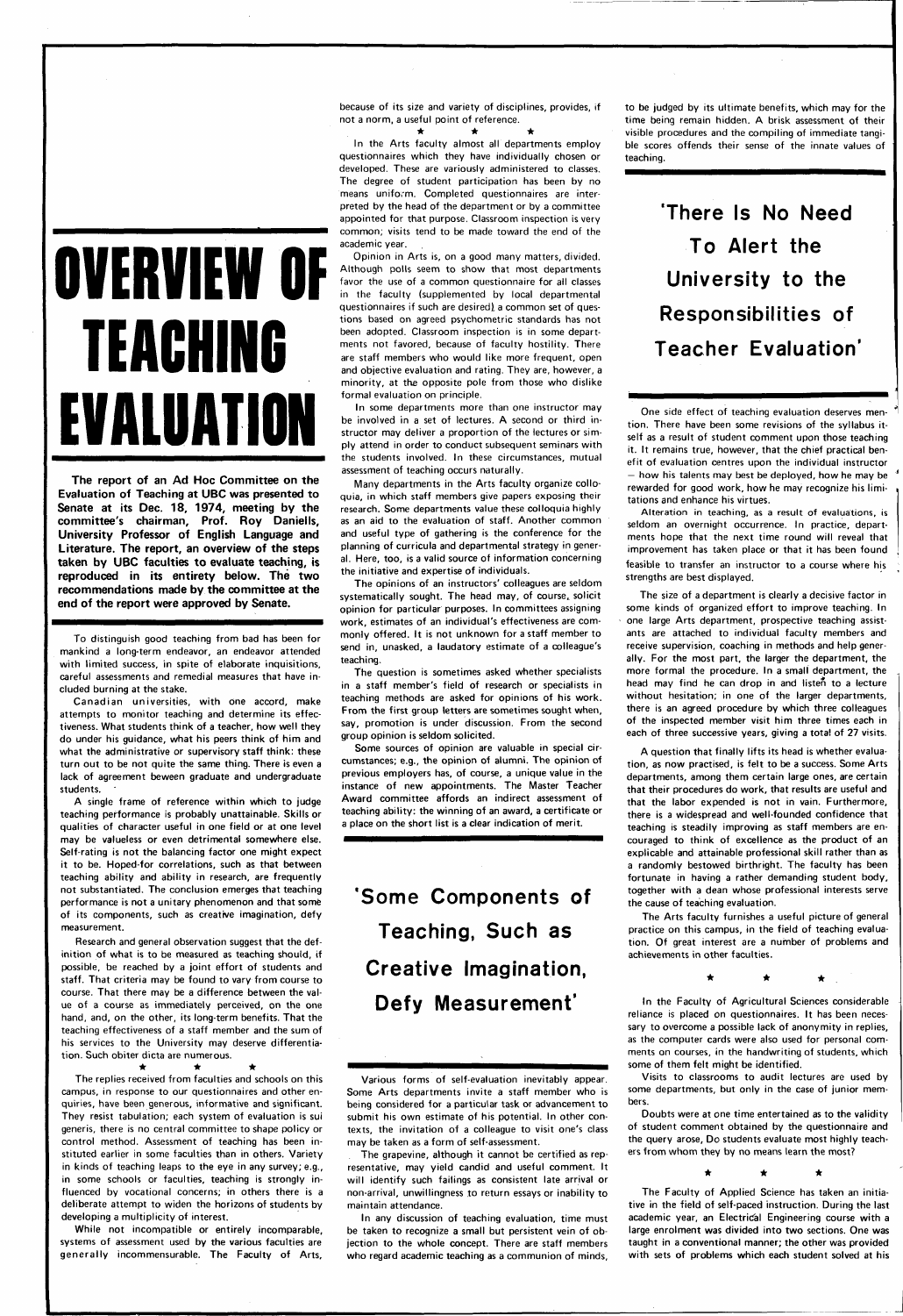# OVERVIEW OF TEACHING EVALUATION

**The report of an Ad Hoc Committee on the Evaluation of Teaching at UBC was presented to Senate at its Dec. 18, 1974, meeting by the committee's chairman, Prof. Roy Daniells, University Professor of English Language and Literature. The report, an overview of the steps taken by UBC faculties to evaluate teaching, is reproduced in its entirety below. The two recommendations made by the committee at the end of the report were approved by Senate.**

To distinguish good teaching from bad has been for mankind a long-term endeavor, an endeavor attended with limited success, in spite of elaborate inquisitions, careful assessments and remedial measures that have included burning at the stake.

Canadian universities, with one accord, make attempts to monitor teaching and determine its effectiveness. What students think of a teacher, how well they do under his guidance, what his peers think of him and what the administrative or supervisory staff think: these turn out to be not quite the same thing. There is even a lack of agreement beween graduate and undergraduate students.

A single frame of reference within which to judge teaching performance is probably unattainable. Skills or qualities of character useful in one field or at one level may be valueless or even detrimental somewhere else. Self-rating is not the balancing factor one might expect it to be. Hoped-for correlations, such as that between teaching ability and ability in research, are frequently not substantiated. The conclusion emerges that teaching performance is not a unitary phenomenon and that some of its components, such as creative imagination, defy measurement.

Research and general observation suggest that the definition of what is to be measured as teaching should, if possible, be reached by a joint effort of students and staff. That criteria may be found to vary from course to course. That there may be a difference between the value of a course as immediately perceived, on the one hand, and, on the other, its long-term benefits. That the teaching effectiveness of a staff member and the sum of his services to the University may deserve differentiation. Such obiter dicta are numerous.

\* \* \*

The replies received from faculties and schools on this campus, in response to our questionnaires and other enquiries, have been generous, informative and significant. They resist tabulation; each system of evaluation is sui generis, there is no central committee to shape policy or control method. Assessment of teaching has been instituted earlier in some faculties than in others. Variety in kinds of teaching leaps to the eye in any survey; e.g., in some schools or faculties, teaching is strongly influenced by vocational concerns; in others there is a deliberate attempt to widen the horizons of students by developing a multiplicity of interest.

While not incompatible or entirely incomparable, systems of assessment used by the various faculties are generally incommensurable. The Faculty of Arts, because of its size and variety of disciplines, provides, if not a norm, a useful point of reference.

\* \* \*

In the Arts faculty almost all departments employ questionnaires which they have individually chosen or developed. These are variously administered to classes. The degree of student participation has been by no means uniform. Completed questionnaires are interpreted by the head of the department or by a committee appointed for that purpose. Classroom inspection is very common; visits tend to be made toward the end of the academic year.

Opinion in Arts is, on a good many matters, divided. Although polls seem to show that most departments favor the use of a common questionnaire for all classes in the faculty (supplemented by local departmental questionnaires if such are desired), a common set of questions based on agreed psychometric standards has not been adopted. Classroom inspection is in some departments not favored, because of faculty hostility. There are staff members who would like more frequent, open and objective evaluation and rating. They are, however, a minority, at the opposite pole from those who dislike formal evaluation on principle.

In some departments more than one instructor may be involved in a set of lectures. A second or third instructor may deliver a proportion of the lectures or simply attend in order to conduct subsequent seminars with the students involved. In these circumstances, mutual assessment of teaching occurs naturally.

Many departments in the Arts faculty organize colloquia, in which staff members give papers exposing their research. Some departments value these colloquia highly as an aid to the evaluation of staff. Another common and useful type of gathering is the conference for the planning of curricula and departmental strategy in general. Here, too, is a valid source of information concerning the initiative and expertise of individuals.

The opinions of an instructors' colleagues are seldom systematically sought. The head may, of course, solicit opinion for particular purposes. In committees assigning work, estimates of an individual's effectiveness are commonly offered. It is not unknown for a staff member to send in, unasked, a laudatory estimate of a colleague's teaching.

The question is sometimes asked whether specialists in a staff member's field of research or specialists in teaching methods are asked for opinions of his work. From the first group letters are sometimes sought when, say, promotion is under discussion. From the second group opinion is seldom solicited.

Some sources of opinion are valuable in special circumstances; e.g., the opinion of alumni. The opinion of previous employers has, of course, a unique value in the instance of new appointments. The Master Teacher Award committee affords an indirect assessment of teaching ability: the winning of an award, a certificate or a place on the short list is a clear indication of merit.

## 'Some Components of Teaching, Such as Creative Imagination, Defy Measurement'

Various forms of self-evaluation inevitably appear. Some Arts departments invite a staff member who is being considered for a particular task or advancement to submit his own estimate of his potential. In other contexts, the invitation of a colleague to visit one's class may be taken as a form of self-assessment.

The grapevine, although it cannot be certified as representative, may yield candid and useful comment. It will identify such failings as consistent late arrival or non-arrival, unwillingness to return essays or inability to maintain attendance.

In any discussion of teaching evaluation, time must be taken to recognize a small but persistent vein of objection to the whole concept. There are staff members who regard academic teaching as a communion of minds, to be judged by its ultimate benefits, which may for the time being remain hidden. A brisk assessment of their visible procedures and the compiling of immediate tangible scores offends their sense of the innate values of teaching.

## 'There Is No Need To Alert the University to the Responsibilities of Teacher Evaluation'

One side effect of teaching evaluation deserves mention. There have been some revisions of the syllabus itself as a result of student comment upon those teaching it. It remains true, however, that the chief practical benefit of evaluation centres upon the individual instructor — how his talents may best be deployed, how he may be rewarded for good work, how he may recognize his limitations and enhance his virtues.

Alteration in teaching, as a result of evaluations, is seldom an overnight occurrence. In practice, departments hope that the next time round will reveal that improvement has taken place or that it has been found feasible to transfer an instructor to a course where his strengths are best displayed.

The size of a department is clearly a decisive factor in some kinds of organized effort to improve teaching. In one large Arts department, prospective teaching assistants are attached to individual faculty members and receive supervision, coaching in methods and help generally. For the most part, the larger the department, the more formal the procedure. In a small department, the head may find he can drop in and listen to a lecture without hesitation; in one of the larger departments, there is an agreed procedure by which three colleagues of the inspected member visit him three times each in each of three successive years, giving a total of 27 visits.

A question that finally lifts its head is whether evaluation, as now practised, is felt to be a success. Some Arts departments, among them certain large ones, are certain that their procedures do work, that results are useful and that the labor expended is not in vain. Furthermore, there is a widespread and well-founded confidence that teaching is steadily improving as staff members are encouraged to think of excellence as the product of an explicable and attainable professional skill rather than as a randomly bestowed birthright. The faculty has been fortunate in having a rather demanding student body, together with a dean whose professional interests serve the cause of teaching evaluation.

The Arts faculty furnishes a useful picture of general practice on this campus, in the field of teaching evaluation. Of great interest are a number of problems and achievements in other faculties.

\* \* \*

In the Faculty of Agricultural Sciences considerable reliance is placed on questionnaires. It has been necessary to overcome a possible lack of anonymity in replies, as the computer cards were also used for personal comments on courses, in the handwriting of students, which some of them felt might be identified.

Visits to classrooms to audit lectures are used by some departments, but only in the case of junior members.

Doubts were at one time entertained as to the validity of student comment obtained by the questionnaire and the query arose, Do students evaluate most highly teachers from whom they by no means learn the most?

\* \* \*

The Faculty of Applied Science has taken an initiative in the field of self-paced instruction. During the last academic year, an Electrical Engineering course with a large enrolment was divided into two sections. One was taught in a conventional manner; the other was provided with sets of problems which each student solved at his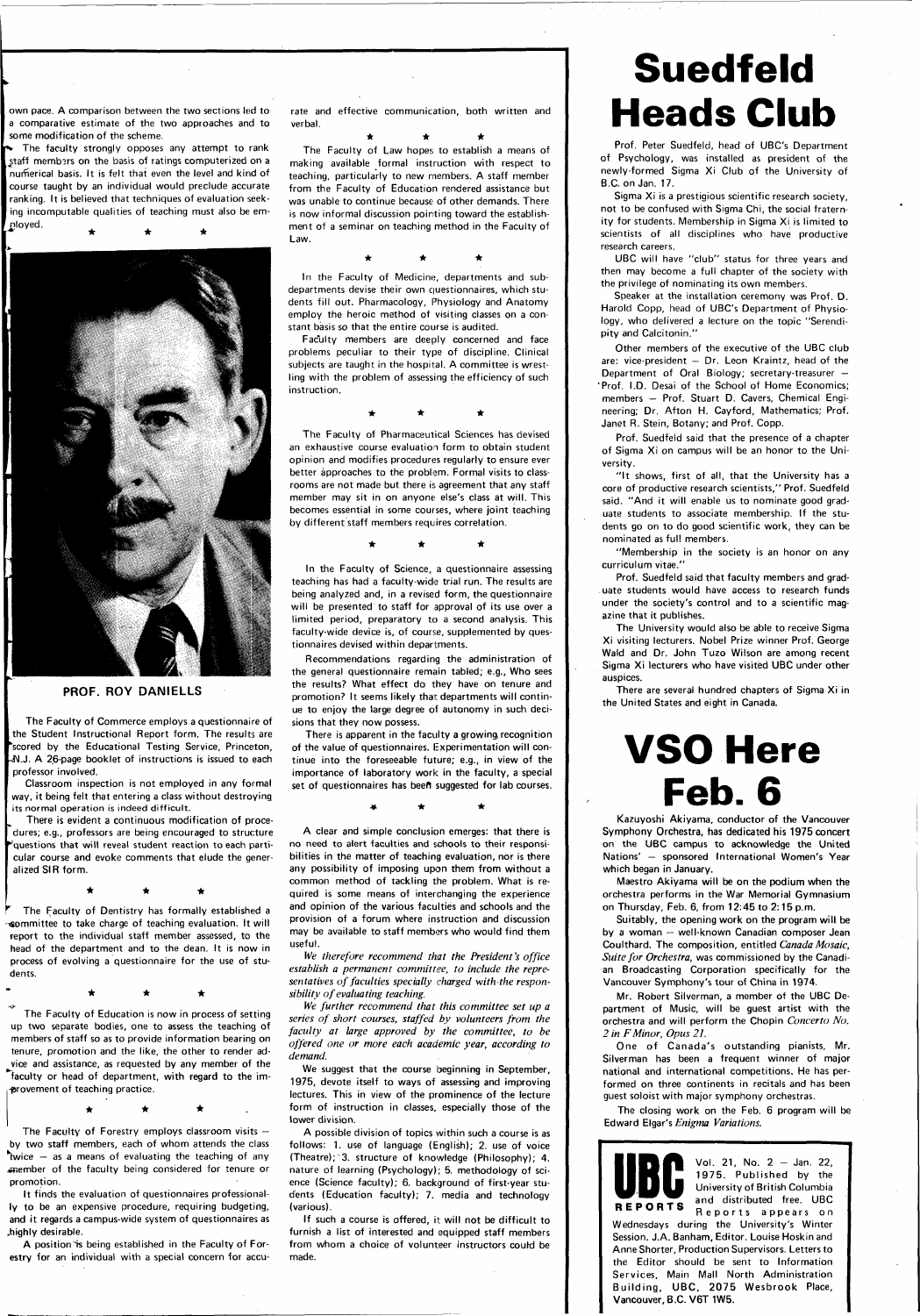own pace. A comparison between the two sections led to a comparative estimate of the two approaches and to some modification of the scheme.

The faculty strongly opposes any attempt to rank staff members on the basis of ratings computerized on a numerical basis. It is felt that even the level and kind of course taught by an individual would preclude accurate ranking. It is believed that techniques of evaluation seeking incomputable qualities of teaching must also be employed.

\* \* \*

**PROF. ROY DANIELLS**

The Faculty of Commerce employs a questionnaire of the Student Instructional Report form. The results are scored by the Educational Testing Service, Princeton, N.J. A 26-page booklet of instructions is issued to each professor involved.

Classroom inspection is not employed in any formal way, it being felt that entering a class without destroying its normal operation is indeed difficult.

There is evident a continuous modification of procedures; e.g., professors are being encouraged to structure questions that will reveal student reaction to each particular course and evoke comments that elude the generalized SIR form.

\* \* \*

The Faculty of Dentistry has formally established a committee to take charge of teaching evaluation. It will report to the individual staff member assessed, to the head of the department and to the dean. It is now in process of evolving a questionnaire for the use of students.

\* \* \*

The Faculty of Education is now in process of setting up two separate bodies, one to assess the teaching of members of staff so as to provide information bearing on tenure, promotion and the like, the other to render advice and assistance, as requested by any member of the faculty or head of department, with regard to the improvement of teaching practice.

\* \* \*

The Faculty of Forestry employs classroom visits — by two staff members, each of whom attends the class twice — as a means of evaluating the teaching of any member of the faculty being considered for tenure or promotion.

It finds the evaluation of questionnaires professionally to be an expensive procedure, requiring budgeting, and it regards a campus-wide system of questionnaires as highly desirable.

A position is being established in the Faculty of Forestry for an individual with a special concern for accurate and effective communication, both written and verbal.

\* \* \*

The Faculty of Law hopes to establish a means of making available formal instruction with respect to teaching, particularly to new members. A staff member from the Faculty of Education rendered assistance but was unable to continue because of other demands. There is now informal discussion pointing toward the establishment of a seminar on teaching method in the Faculty of Law.

\* \* \*

In the Faculty of Medicine, departments and sub-departments devise their own questionnaires, which students fill out. Pharmacology, Physiology and Anatomy employ the heroic method of visiting classes on a constant basis so that the entire course is audited.

Faculty members are deeply concerned and face problems peculiar to their type of discipline. Clinical subjects are taught in the hospital. A committee is wrestling with the problem of assessing the efficiency of such instruction.

\* \* \*

The Faculty of Pharmaceutical Sciences has devised an exhaustive course evaluation form to obtain student opinion and modifies procedures regularly to ensure ever better approaches to the problem. Formal visits to classrooms are not made but there is agreement that any staff member may sit in on anyone else's class at will. This becomes essential in some courses, where joint teaching by different staff members requires correlation.

\* \* \*

In the Faculty of Science, a questionnaire assessing teaching has had a faculty-wide trial run. The results are being analyzed and, in a revised form, the questionnaire will be presented to staff for approval of its use over a limited period, preparatory to a second analysis. This faculty-wide device is, of course, supplemented by questionnaires devised within departments.

Recommendations regarding the administration of the general questionnaire remain tabled; e.g., Who sees the results? What effect do they have on tenure and promotion? It seems likely that departments will continue to enjoy the large degree of autonomy in such decisions that they now possess.

There is apparent in the faculty a growing recognition of the value of questionnaires. Experimentation will continue into the foreseeable future; e.g., in view of the importance of laboratory work in the faculty, a special set of questionnaires has been suggested for lab courses.

\* \* \*

A clear and simple conclusion emerges: that there is no need to alert faculties and schools to their responsibilities in the matter of teaching evaluation, nor is there any possibility of imposing upon them from without a common method of tackling the problem. What is required is some means of interchanging the experience and opinion of the various faculties and schools and the provision of a forum where instruction and discussion may be available to staff members who would find them useful.

*We therefore recommend that the President's office establish a permanent committee, to include the representatives of faculties specially charged with the responsibility of evaluating teaching.*

*We further recommend that this committee set up a series of short courses, staffed by volunteers from the faculty at large approved by the committee, to be offered one or more each academic year, according to demand.*

We suggest that the course beginning in September, 1975, devote itself to ways of assessing and improving lectures. This in view of the prominence of the lecture form of instruction in classes, especially those of the lower division.

A possible division of topics within such a course is as follows: 1. use of language (English); 2. use of voice (Theatre); 3. structure of knowledge (Philosophy); 4. nature of learning (Psychology); 5. methodology of science (Science faculty); 6. background of first-year students (Education faculty); 7. media and technology (various).

If such a course is offered, it will not be difficult to furnish a list of interested and equipped staff members from whom a choice of volunteer instructors could be made.

# Suedfeld Heads Club

Prof. Peter Suedfeld, head of UBC's Department of Psychology, was installed as president of the newly-formed Sigma Xi Club of the University of B.C. on Jan. 17.

Sigma Xi is a prestigious scientific research society, not to be confused with Sigma Chi, the social fraternity for students. Membership in Sigma Xi is limited to scientists of all disciplines who have productive research careers.

UBC will have "club" status for three years and then may become a full chapter of the society with the privilege of nominating its own members.

Speaker at the installation ceremony was Prof. D. Harold Copp, head of UBC's Department of Physiology, who delivered a lecture on the topic "Serendipity and Calcitonin."

Other members of the executive of the UBC club are: vice-president — Dr. Leon Kraintz, head of the Department of Oral Biology; secretary-treasurer — Prof. I.D. Desai of the School of Home Economics; members — Prof. Stuart D. Cavers, Chemical Engineering; Dr. Afton H. Cayford, Mathematics; Prof. Janet R. Stein, Botany; and Prof. Copp.

Prof. Suedfeld said that the presence of a chapter of Sigma Xi on campus will be an honor to the University.

"It shows, first of all, that the University has a core of productive research scientists," Prof. Suedfeld said. "And it will enable us to nominate good graduate students to associate membership. If the students go on to do good scientific work, they can be nominated as full members.

"Membership in the society is an honor on any curriculum vitae."

Prof. Suedfeld said that faculty members and graduate students would have access to research funds under the society's control and to a scientific magazine that it publishes.

The University would also be able to receive Sigma Xi visiting lecturers. Nobel Prize winner Prof. George Wald and Dr. John Tuzo Wilson are among recent Sigma Xi lecturers who have visited UBC under other auspices.

There are several hundred chapters of Sigma Xi in the United States and eight in Canada.

# VSO Here Feb. 6

Kazuyoshi Akiyama, conductor of the Vancouver Symphony Orchestra, has dedicated his 1975 concert on the UBC campus to acknowledge the United Nations' — sponsored International Women's Year which began in January.

Maestro Akiyama will be on the podium when the orchestra performs in the War Memorial Gymnasium on Thursday, Feb. 6, from 12:45 to 2:15 p.m.

Suitably, the opening work on the program will be by a woman — well-known Canadian composer Jean Coulthard. The composition, entitled *Canada Mosaic, Suite for Orchestra*, was commissioned by the Canadian Broadcasting Corporation specifically for the Vancouver Symphony's tour of China in 1974.

Mr. Robert Silverman, a member of the UBC Department of Music, will be guest artist with the orchestra and will perform the Chopin *Concerto No. 2 in F Minor, Opus 21.*

One of Canada's outstanding pianists, Mr. Silverman has been a frequent winner of major national and international competitions. He has performed on three continents in recitals and has been guest soloist with major symphony orchestras.

The closing work on the Feb. 6 program will be Edward Elgar's *Enigma Variations.*

**UBC REPORTS** Vol. 21, No. 2 — Jan. 22, 1975. Published by the University of British Columbia and distributed free. UBC Reports appears on Wednesdays during the University's Winter Session. J.A. Banham, Editor. Louise Hoskin and Anne Shorter, Production Supervisors. Letters to the Editor should be sent to Information Services, Main Mall North Administration Building, UBC, 2075 Wesbrook Place, Vancouver, B.C. V6T 1W5.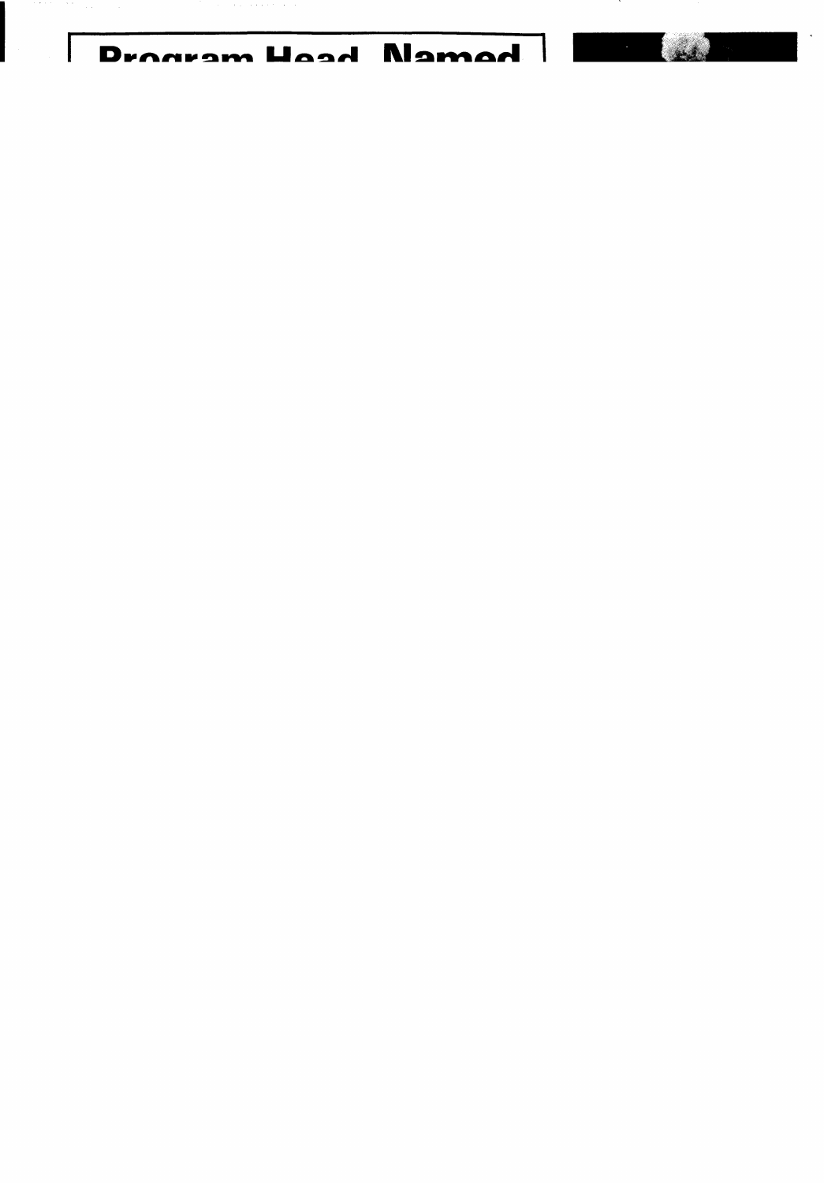# Program Head Named